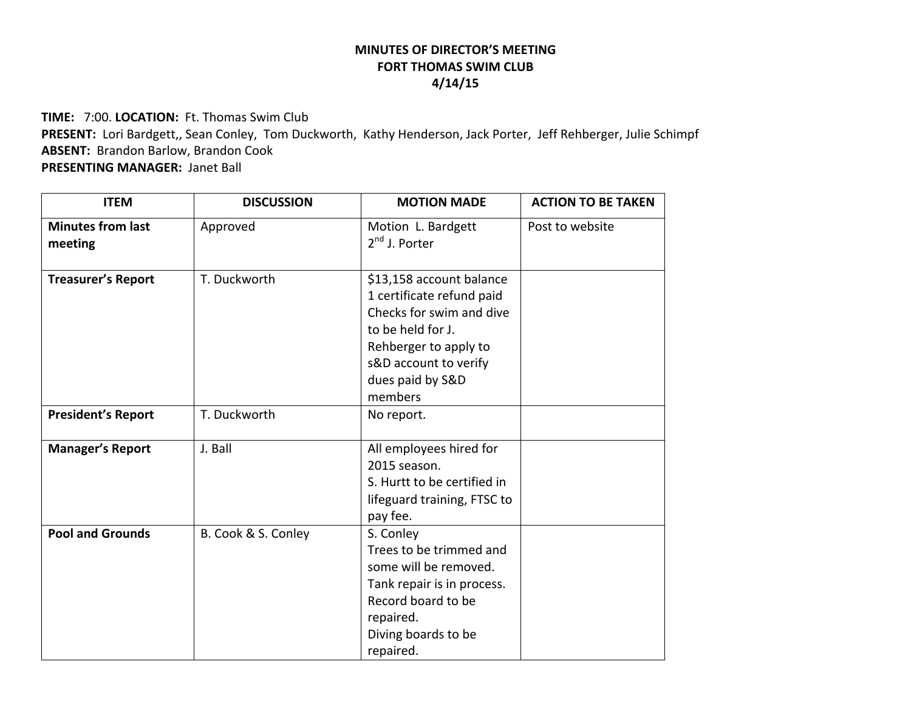**MINUTES OF DIRECTOR'S MEETING**
**FORT THOMAS SWIM CLUB**
**4/14/15**

**TIME:** 7:00. **LOCATION:** Ft. Thomas Swim Club
**PRESENT:** Lori Bardgett,, Sean Conley, Tom Duckworth, Kathy Henderson, Jack Porter, Jeff Rehberger, Julie Schimpf
**ABSENT:** Brandon Barlow, Brandon Cook
**PRESENTING MANAGER:** Janet Ball

| ITEM | DISCUSSION | MOTION MADE | ACTION TO BE TAKEN |
|---|---|---|---|
| **Minutes from last meeting** | Approved | Motion L. Bardgett<br>2nd J. Porter | Post to website |
| **Treasurer's Report** | T. Duckworth | $13,158 account balance<br>1 certificate refund paid<br>Checks for swim and dive to be held for J. Rehberger to apply to s&D account to verify dues paid by S&D members | |
| **President's Report** | T. Duckworth | No report. | |
| **Manager's Report** | J. Ball | All employees hired for 2015 season.<br>S. Hurtt to be certified in lifeguard training, FTSC to pay fee. | |
| **Pool and Grounds** | B. Cook & S. Conley | S. Conley<br>Trees to be trimmed and some will be removed.<br>Tank repair is in process.<br>Record board to be repaired.<br>Diving boards to be repaired. | |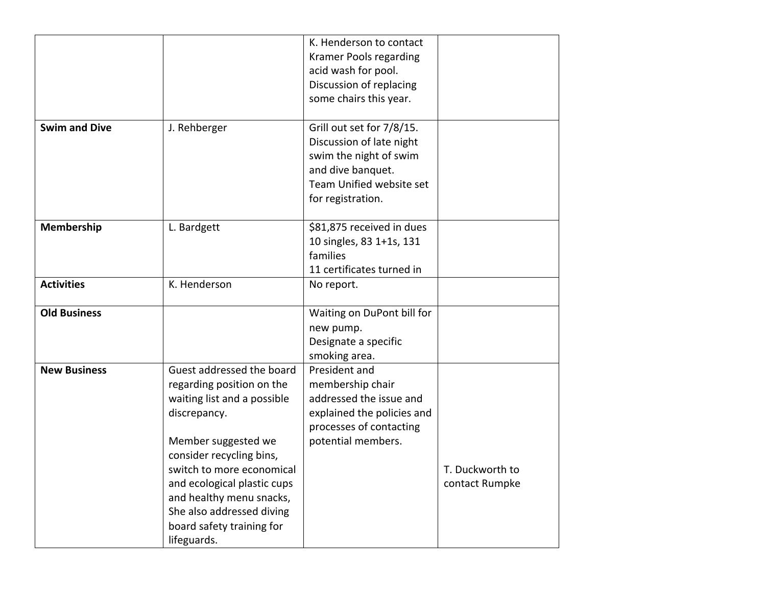| | | | |
|---|---|---|---|
| | | K. Henderson to contact Kramer Pools regarding acid wash for pool. Discussion of replacing some chairs this year. | |
| **Swim and Dive** | J. Rehberger | Grill out set for 7/8/15. Discussion of late night swim the night of swim and dive banquet. Team Unified website set for registration. | |
| **Membership** | L. Bardgett | $81,875 received in dues 10 singles, 83 1+1s, 131 families 11 certificates turned in | |
| **Activities** | K. Henderson | No report. | |
| **Old Business** | | Waiting on DuPont bill for new pump. Designate a specific smoking area. | |
| **New Business** | Guest addressed the board regarding position on the waiting list and a possible discrepancy.<br><br>Member suggested we consider recycling bins, switch to more economical and ecological plastic cups and healthy menu snacks, She also addressed diving board safety training for lifeguards. | President and membership chair addressed the issue and explained the policies and processes of contacting potential members. | T. Duckworth to contact Rumpke |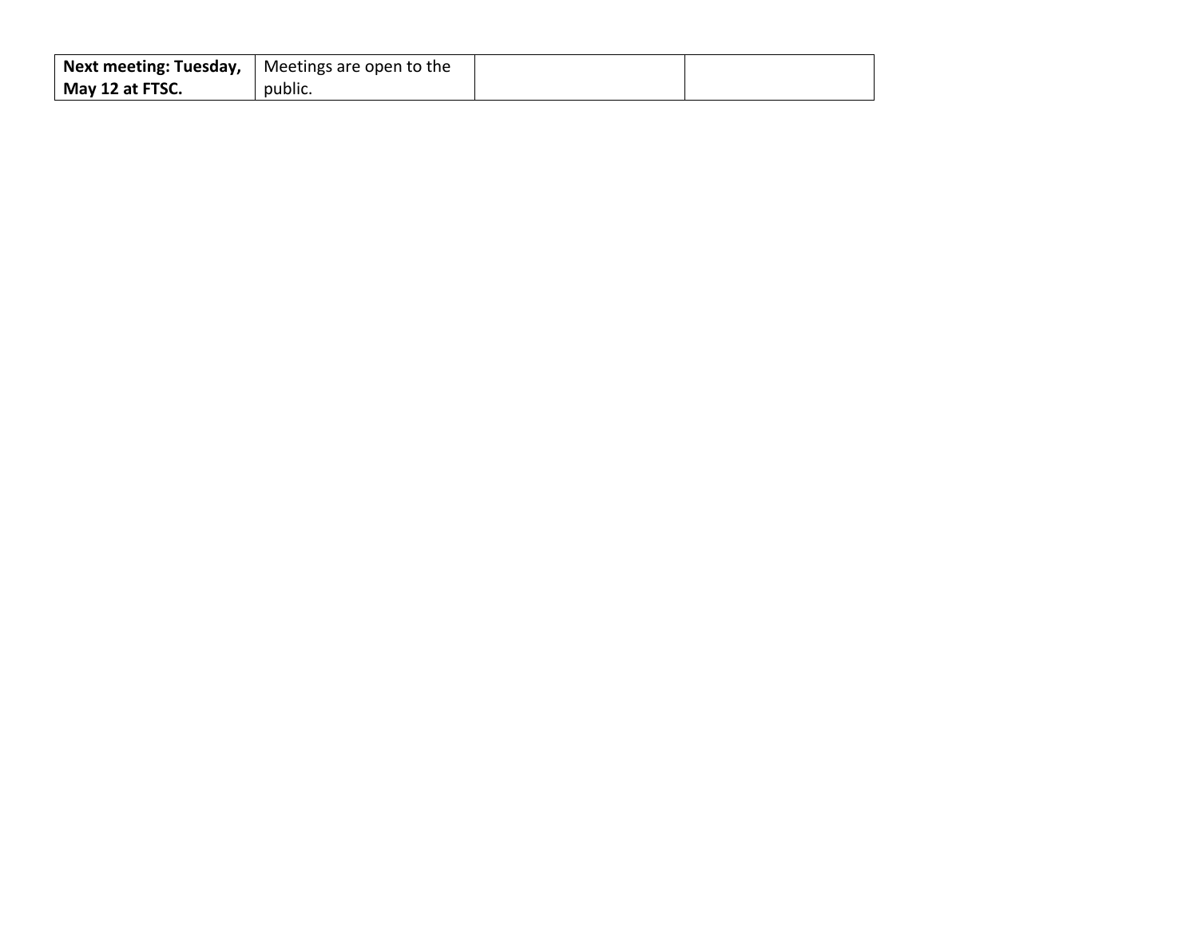| | | | |
|---|---|---|---|
| **Next meeting: Tuesday, May 12 at FTSC.** | Meetings are open to the public. | | |